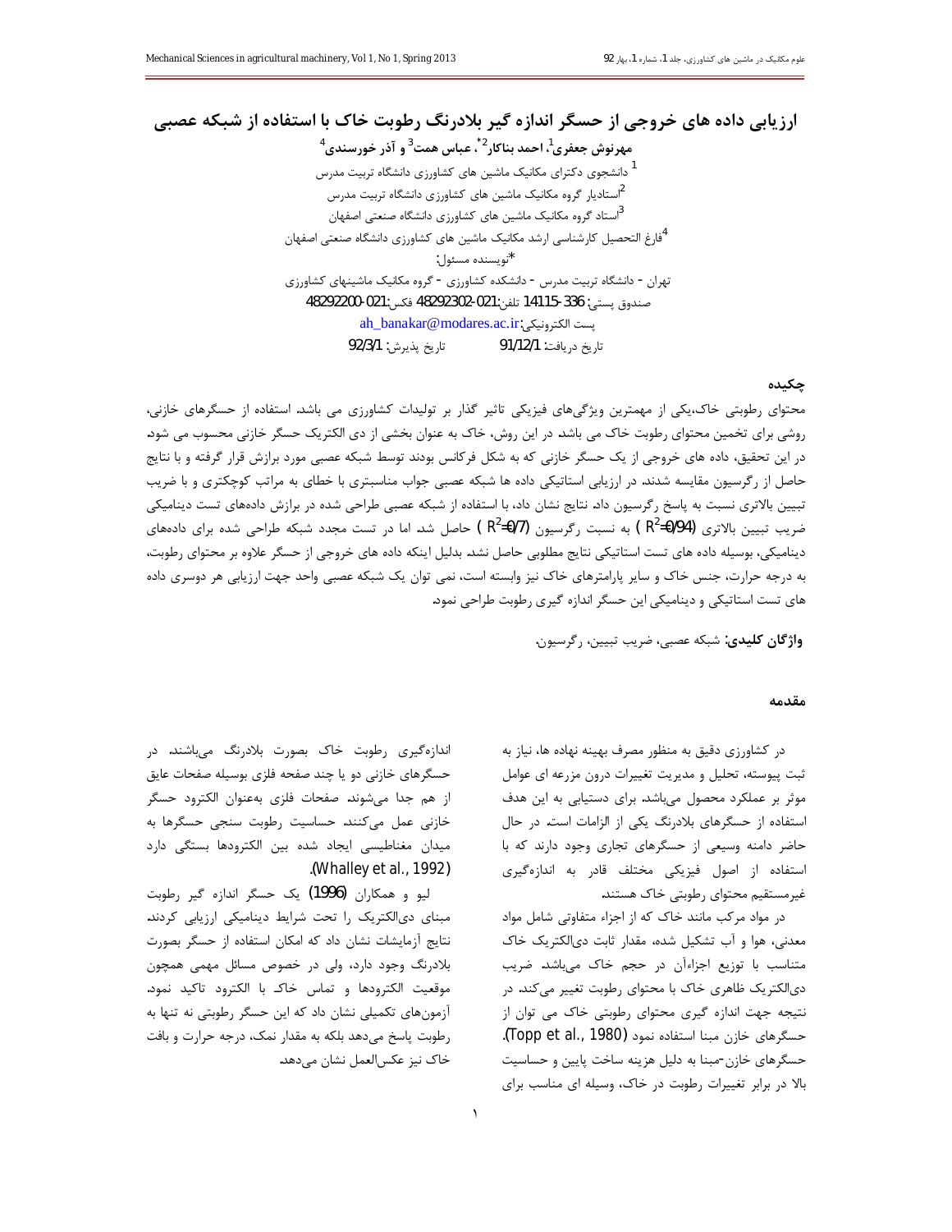# ارزیابی داده های خروجی از حسگر اندازه گیر بلادرنگ رطوبت خاک با استفاده از شبکه عصبی

**مهرنوش جعفری[1]، احمد بناکار[2*]، عباس همت[3] و آذر خورسندی[4]**

[1] دانشجوی دکترای مکانیک ماشین های کشاورزی دانشگاه تربیت مدرس

[2]استادیار گروه مکانیک ماشین های کشاورزی دانشگاه تربیت مدرس

[3]استاد گروه مکانیک ماشین های کشاورزی دانشگاه صنعتی اصفهان

[4]فارغ التحصیل کارشناسی ارشد مکانیک ماشین های کشاورزی دانشگاه صنعتی اصفهان

*نویسنده مسئول:

تهران - دانشگاه تربیت مدرس - دانشکده کشاورزی - گروه مکانیک ماشینهای کشاورزی

صندوق پستی: 336-14115 تلفن:021-48292302 فکس:021-48292200

پست الکترونیکی:ah_banakar@modares.ac.ir

تاریخ دریافت: 91/12/1 تاریخ پذیرش: 92/3/1

## چکیده

محتوای رطوبتی خاک،یکی از مهمترین ویژگی‌های فیزیکی تاثیر گذار بر تولیدات کشاورزی می باشد. استفاده از حسگرهای خازنی، روشی برای تخمین محتوای رطوبت خاک می باشد. در این روش، خاک به عنوان بخشی از دی الکتریک حسگر خازنی محسوب می شود. در این تحقیق، داده های خروجی از یک حسگر خازنی که به شکل فرکانس بودند توسط شبکه عصبی مورد برازش قرار گرفته و با نتایج حاصل از رگرسیون مقایسه شدند. در ارزیابی استاتیکی داده ها شبکه عصبی جواب مناسبتری با خطای به مراتب کوچکتری و با ضریب تبیین بالاتری نسبت به پاسخ رگرسیون داد. نتایج نشان داد، با استفاده از شبکه عصبی طراحی شده در برازش داده‌های تست دینامیکی ضریب تبیین بالاتری ($R^2$=0/94 ) به نسبت رگرسیون ($R^2$=0/7 ) حاصل شد. اما در تست مجدد شبکه طراحی شده برای داده‌های دینامیکی، بوسیله داده های تست استاتیکی نتایج مطلوبی حاصل نشد. بدلیل اینکه داده های خروجی از حسگر علاوه بر محتوای رطوبت، به درجه حرارت، جنس خاک و سایر پارامترهای خاک نیز وابسته است، نمی توان یک شبکه عصبی واحد جهت ارزیابی هر دوسری داده های تست استاتیکی و دینامیکی این حسگر اندازه گیری رطوبت طراحی نمود.

**واژگان کلیدی:** شبکه عصبی، ضریب تبیین، رگرسیون.

## مقدمه

در کشاورزی دقیق به منظور مصرف بهینه نهاده ها، نیاز به ثبت پیوسته، تحلیل و مدیریت تغییرات درون مزرعه ای عوامل موثر بر عملکرد محصول می‌باشد. برای دستیابی به این هدف استفاده از حسگرهای بلادرنگ یکی از الزامات است. در حال حاضر دامنه وسیعی از حسگرهای تجاری وجود دارند که با استفاده از اصول فیزیکی مختلف قادر به اندازه‌گیری غیرمستقیم محتوای رطوبتی خاک هستند.

در مواد مرکب مانند خاک که از اجزاء متفاوتی شامل مواد معدنی، هوا و آب تشکیل شده، مقدار ثابت دی‌الکتریک خاک متناسب با توزیع اجزاءآن در حجم خاک می‌باشد. ضریب دی‌الکتریک ظاهری خاک با محتوای رطوبت تغییر می‌کند. در نتیجه جهت اندازه گیری محتوای رطوبتی خاک می توان از حسگرهای خازن مبنا استفاده نمود (Topp et al., 1980). حسگرهای خازن-مبنا به دلیل هزینه ساخت پایین و حساسیت بالا در برابر تغییرات رطوبت در خاک، وسیله ای مناسب برای اندازه‌گیری رطوبت خاک بصورت بلادرنگ می‌باشند. در حسگرهای خازنی دو یا چند صفحه فلزی بوسیله صفحات عایق از هم جدا می‌شوند. صفحات فلزی به‌عنوان الکترود حسگر خازنی عمل می‌کنند. حساسیت رطوبت سنجی حسگرها به میدان مغناطیسی ایجاد شده بین الکترودها بستگی دارد (Whalley et al., 1992).

لیو و همکاران (1996) یک حسگر اندازه گیر رطوبت مبنای دی‌الکتریک را تحت شرایط دینامیکی ارزیابی کردند. نتایج آزمایشات نشان داد که امکان استفاده از حسگر بصورت بلادرنگ وجود دارد، ولی در خصوص مسائل مهمی همچون موقعیت الکترودها و تماس خاک با الکترود تاکید نمود. آزمون‌های تکمیلی نشان داد که این حسگر رطوبتی نه تنها به رطوبت پاسخ می‌دهد بلکه به مقدار نمک، درجه حرارت و بافت خاک نیز عکس‌العمل نشان می‌دهد.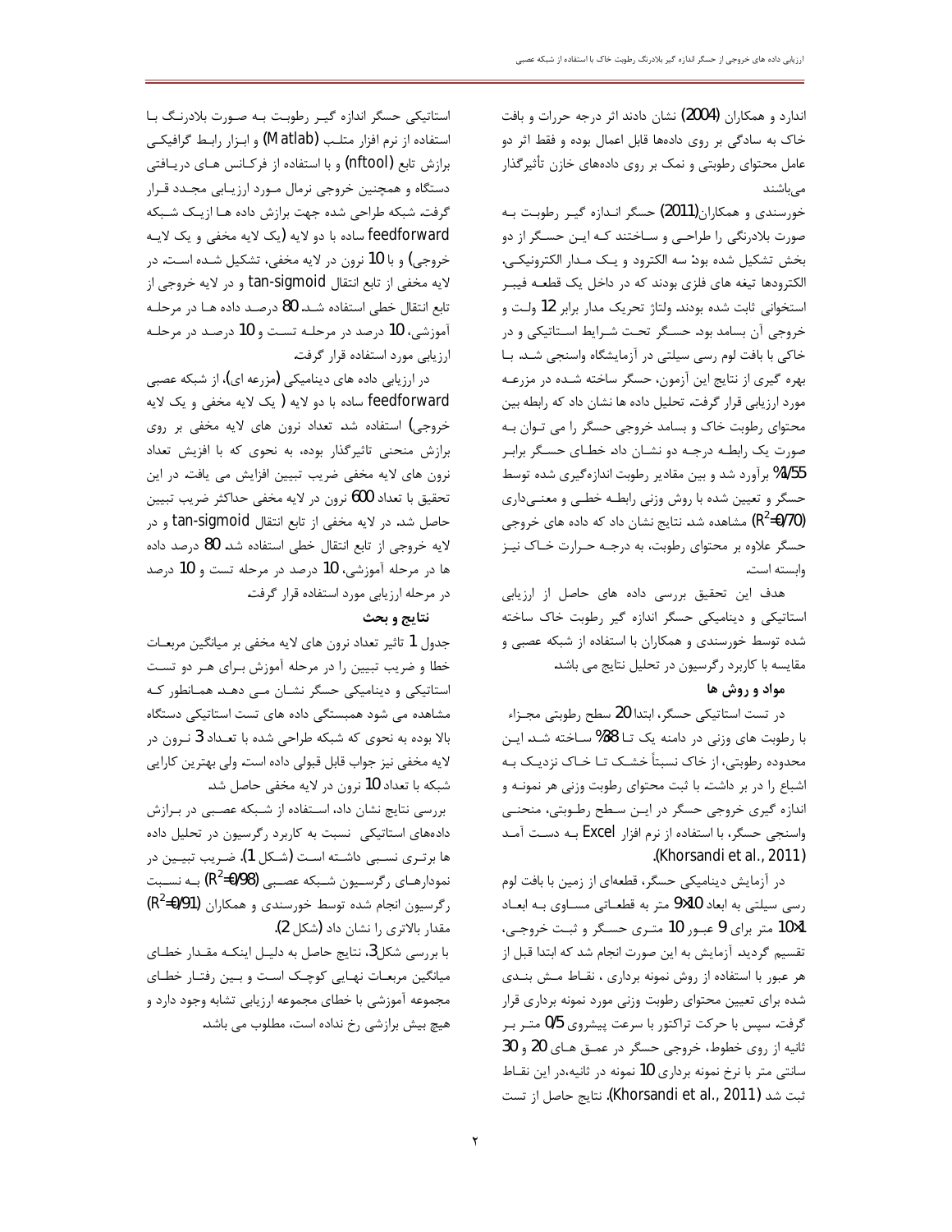اندارد و همکاران (2004) نشان دادند اثر درجه حرارت و بافت خاک به سادگی بر روی داده‌ها قابل اعمال بوده و فقط اثر دو عامل محتوای رطوبتی و نمک بر روی داده‌های خازن تأثیرگذار می‌باشند.

خورسندی و همکاران(2011) حسگر اندازه گیر رطوبت به صورت بلادرنگی را طراحی و ساختند که این حسگر از دو بخش تشکیل شده بود: سه الکترود و یک مدار الکترونیکی. الکترودها تیغه های فلزی بودند که در داخل یک قطعه فیبر استخوانی ثابت شده بودند. ولتاژ تحریک مدار برابر 12 ولت و خروجی آن بسامد بود. حسگر تحت شرایط استاتیکی و در خاکی با بافت لوم رسی سیلتی در آزمایشگاه واسنجی شد. با بهره گیری از نتایج این آزمون، حسگر ساخته شده در مزرعه مورد ارزیابی قرار گرفت. تحلیل داده ها نشان داد که رابطه بین محتوای رطوبت خاک و بسامد خروجی حسگر را می توان به صورت یک رابطه درجه دو نشان داد. خطای حسگر برابر 1/55% برآورد شد و بین مقادیر رطوبت اندازه‌گیری شده توسط حسگر و تعیین شده با روش وزنی رابطه خطی و معنی‌داری ($R^2$=0/70) مشاهده شد. نتایج نشان داد که داده های خروجی حسگر علاوه بر محتوای رطوبت، به درجه حرارت خاک نیز وابسته است.

هدف این تحقیق بررسی داده های حاصل از ارزیابی استاتیکی و دینامیکی حسگر اندازه گیر رطوبت خاک ساخته شده توسط خورسندی و همکاران با استفاده از شبکه عصبی و مقایسه با کاربرد رگرسیون در تحلیل نتایج می باشد.

## مواد و روش ها

در تست استاتیکی حسگر، ابتدا 20 سطح رطوبتی مجزاء با رطوبت های وزنی در دامنه یک تا 38% ساخته شد. این محدوده رطوبتی، از خاک نسبتاً خشک تا خاک نزدیک به اشباع را در بر داشت. با ثبت محتوای رطوبت وزنی هر نمونه و اندازه گیری خروجی حسگر در این سطح رطوبتی، منحنی واسنجی حسگر، با استفاده از نرم افزار Excel به دست آمد (Khorsandi et al., 2011).

در آزمایش دینامیکی حسگر، قطعه‌ای از زمین با بافت لوم رسی سیلتی به ابعاد 10×9 متر به قطعاتی مساوی به ابعاد 10×1 متر برای 9 عبور 10 متری حسگر و ثبت خروجی، تقسیم گردید. آزمایش به این صورت انجام شد که ابتدا قبل از هر عبور با استفاده از روش نمونه برداری ، نقاط مش بندی شده برای تعیین محتوای رطوبت وزنی مورد نمونه برداری قرار گرفت. سپس با حرکت تراکتور با سرعت پیشروی 0/5 متر بر ثانیه از روی خطوط، خروجی حسگر در عمق های 20 و 30 سانتی متر با نرخ نمونه برداری 10 نمونه در ثانیه،در این نقاط ثبت شد (Khorsandi et al., 2011). نتایج حاصل از تست استاتیکی حسگر اندازه گیر رطوبت به صورت بلادرنگ با استفاده از نرم افزار متلب (Matlab) و ابزار رابط گرافیکی برازش تابع (nftool) و با استفاده از فرکانس های دریافتی دستگاه و همچنین خروجی نرمال مورد ارزیابی مجدد قرار گرفت. شبکه طراحی شده جهت برازش داده ها ازیک شبکه feedforward ساده با دو لایه (یک لایه مخفی و یک لایه خروجی) و با 10 نرون در لایه مخفی، تشکیل شده است. در لایه مخفی از تابع انتقال tan-sigmoid و در لایه خروجی از تابع انتقال خطی استفاده شد. 80 درصد داده ها در مرحله آموزشی، 10 درصد در مرحله تست و 10 درصد در مرحله ارزیابی مورد استفاده قرار گرفت.

در ارزیابی داده های دینامیکی (مزرعه ای)، از شبکه عصبی feedforward ساده با دو لایه ( یک لایه مخفی و یک لایه خروجی) استفاده شد. تعداد نرون های لایه مخفی بر روی برازش منحنی تاثیرگذار بوده، به نحوی که با افزیش تعداد نرون های لایه مخفی ضریب تبیین افزایش می یافت. در این تحقیق با تعداد 600 نرون در لایه مخفی حداکثر ضریب تبیین حاصل شد. در لایه مخفی از تابع انتقال tan-sigmoid و در لایه خروجی از تابع انتقال خطی استفاده شد. 80 درصد داده ها در مرحله آموزشی، 10 درصد در مرحله تست و 10 درصد در مرحله ارزیابی مورد استفاده قرار گرفت.

## نتایج و بحث

جدول 1 تاثیر تعداد نرون های لایه مخفی بر میانگین مربعات خطا و ضریب تبیین را در مرحله آموزش برای هر دو تست استاتیکی و دینامیکی حسگر نشان می دهد. همانطور که مشاهده می شود همبستگی داده های تست استاتیکی دستگاه بالا بوده به نحوی که شبکه طراحی شده با تعداد 3 نرون در لایه مخفی نیز جواب قابل قبولی داده است. ولی بهترین کارایی شبکه با تعداد 10 نرون در لایه مخفی حاصل شد.

بررسی نتایج نشان داد، استفاده از شبکه عصبی در برازش داده‌های استاتیکی نسبت به کاربرد رگرسیون در تحلیل داده ها برتری نسبی داشته است (شکل 1). ضریب تبیین در نمودارهای رگرسیون شبکه عصبی ($R^2$=0/98) به نسبت رگرسیون انجام شده توسط خورسندی و همکاران ($R^2$=0/91) مقدار بالاتری را نشان داد (شکل 2).

با بررسی شکل3، نتایج حاصل به دلیل اینکه مقدار خطای میانگین مربعات نهایی کوچک است و بین رفتار خطای مجموعه آموزشی با خطای مجموعه ارزیابی تشابه وجود دارد و هیچ بیش برازشی رخ نداده است، مطلوب می باشد.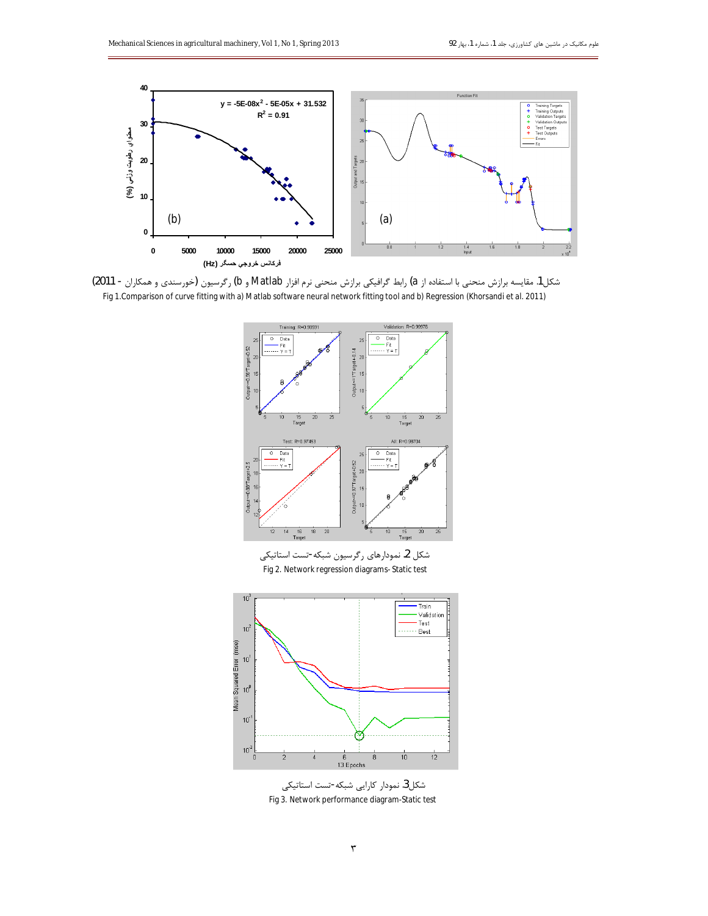شکل1. مقایسه برازش منحنی با استفاده از a) رابط گرافیکی برازش منحنی نرم افزار Matlab و b) رگرسیون (خورسندی و همکاران - 2011)

Fig 1.Comparison of curve fitting with a) Matlab software neural network fitting tool and b) Regression (Khorsandi et al. 2011)

شکل 2. نمودارهای رگرسیون شبکه-تست استاتیکی

Fig 2. Network regression diagrams- Static test

شکل3. نمودار کارایی شبکه-تست استاتیکی

Fig 3. Network performance diagram-Static test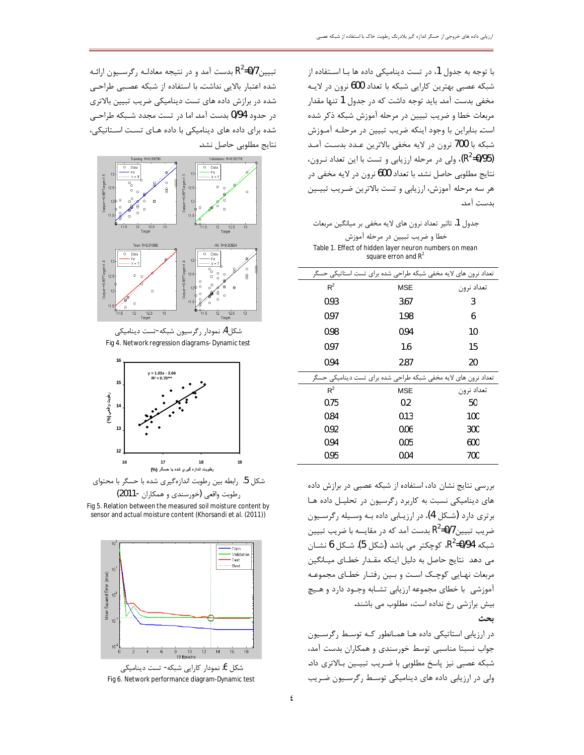با توجه به جدول 1، در تست دینامیکی داده ها بـا اسـتفاده از شبکه عصبی بهترین کارایی شبکه با تعداد 600 نرون در لایـه مخفی بدست آمد. باید توجه داشت که در جدول 1 تنها مقدار مربعات خطا و ضریب تبیین در مرحله آموزش شبکه ذکر شده است. بنابراین با وجود اینکه ضریب تبیین در مرحلـه آمـوزش شبکه با 700 نرون در لایه مخفی بالاترین عـدد بدسـت آمـد ($R^2$=0/95)، ولی در مرحله ارزیابی و تست با این تعداد نـرون، نتایج مطلوبی حاصل نشد. با تعداد 600 نرون در لایه مخفی در هر سه مرحله آموزش، ارزیابی و تست بالاترین ضـریب تبیـین بدست آمد.

جدول 1. تاثیر تعداد نرون های لایه مخفی بر میانگین مربعات خطا و ضریب تبیین در مرحله آموزش

Table 1. Effect of hidden layer neuron numbers on mean square erron and $R^2$

| تعداد نرون های لایه مخفی شبکه طراحی شده برای تست استاتیکی حسگر | | |
|---|---|---|
| تعداد نرون | MSE | $R^2$ |
| 3 | 3.67 | 0.93 |
| 6 | 1.98 | 0.97 |
| 10 | 0.94 | 0.98 |
| 15 | 1.6 | 0.97 |
| 20 | 2.87 | 0.94 |
| **تعداد نرون های لایه مخفی شبکه طراحی شده برای تست دینامیکی حسگر** | | |
| تعداد نرون | MSE | $R^2$ |
| 50 | 0.2 | 0.75 |
| 100 | 0.13 | 0.84 |
| 300 | 0.06 | 0.92 |
| 600 | 0.05 | 0.94 |
| 700 | 0.04 | 0.95 |

بررسی نتایج نشان داد، استفاده از شبکه عصبی در برازش داده های دینامیکی نسبت به کاربرد رگرسیون در تحلیـل داده هـا برتری دارد (شـکل 4). در ارزیـابی داده بـه وسـیله رگرسـیون ضریب تبیین$R^2$=0/7 بدست آمد که در مقایسه با ضریب تبیین شبکه $R^2$=0/94، کوچکتر می باشد (شکل 5). شـکل 6 نشـان می دهد نتایج حاصل به دلیل اینکه مقـدار خطـای میـانگین مربعات نهایی کوچک اسـت و بـین رفتـار خطـای مجموعـه آموزشی با خطای مجموعه ارزیابی تشـابه وجـود دارد و هـیچ بیش برازشی رخ نداده است، مطلوب می باشند.

## بحث

در ارزیابی استاتیکی داده هـا همـانطور کـه توسـط رگرسـیون جواب نسبتا مناسبی توسط خورسندی و همکاران بدست آمد، شبکه عصبی نیز پاسخ مطلوبی با ضـریب تبیـین بـالاتری داد. ولی در ارزیابی داده های دینامیکی توسـط رگرسـیون ضـریب تبیین$R^2$=0/7 بدست آمد و در نتیجه معادلـه رگرسـیون ارائـه شده اعتبار بالایی نداشت. با استفاده از شبکه عصـبی طراحـی شده در برازش داده های تست دینامیکی ضریب تبیین بالاتری در حدود 0/94 بدست آمد اما در تست مجدد شـبکه طراحـی شده برای داده های دینامیکی با داده هـای تسـت اسـتاتیکی، نتایج مطلوبی حاصل نشد.

شکل 4. نمودار رگرسیون شبکه-تست دینامیکی

Fig 4. Network regression diagrams- Dynamic test

شکل 5. رابطه بین رطوبت اندازه‌گیری شده با حسگر با محتوای رطوبت واقعی (خورسندی و همکاران -2011)

Fig 5. Relation between the measured soil moisture content by sensor and actual moisture content (Khorsandi et al. (2011))

شکل 6. نمودار کارایی شبکه- تست دینامیکی

Fig 6. Network performance diagram-Dynamic test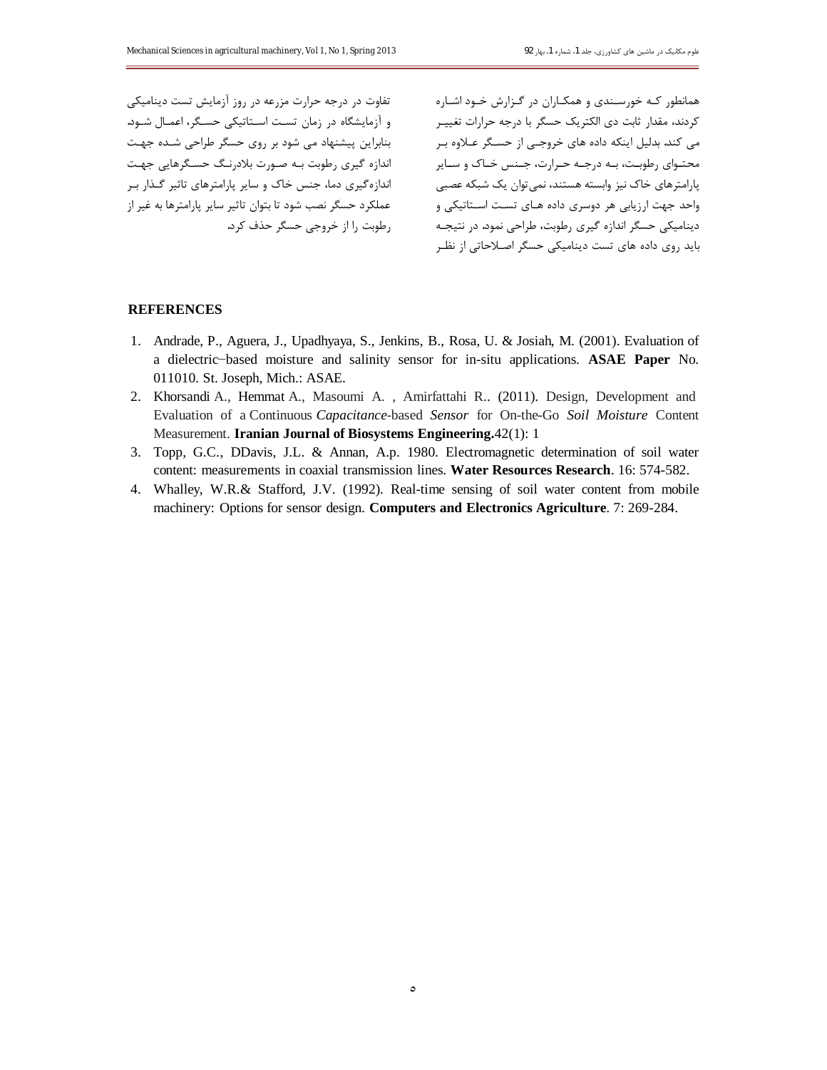همانطور کـه خورسـندی و همکـاران در گـزارش خـود اشـاره کردند، مقدار ثابت دی الکتریک حسگر با درجه حرارات تغییـر می کند. بدلیل اینکه داده های خروجـی از حسـگر عـلاوه بـر محتـوای رطوبـت، بـه درجـه حـرارت، جـنس خـاک و سـایر پارامترهای خاک نیز وابسته هستند، نمی‌توان یک شبکه عصبی واحد جهت ارزیابی هر دوسری داده هـای تسـت اسـتاتیکی و دینامیکی حسگر اندازه گیری رطوبت، طراحی نمود. در نتیجـه باید روی داده های تست دینامیکی حسگر اصـلاحاتی از نظـر تفاوت در درجه حرارت مزرعه در روز آزمایش تست دینامیکی و آزمایشگاه در زمان تسـت اسـتاتیکی حسـگر، اعمـال شـود. بنابراین پیشنهاد می شود بر روی حسگر طراحی شـده جهـت اندازه گیری رطوبت بـه صـورت بلادرنـگ حسـگرهایی جهـت اندازه‌گیری دما، جنس خاک و سایر پارامترهای تاثیر گـذار بـر عملکرد حسگر نصب شود تا بتوان تاثیر سایر پارامترها به غیر از رطوبت را از خروجی حسگر حذف کرد.

## REFERENCES

1. Andrade, P., Aguera, J., Upadhyaya, S., Jenkins, B., Rosa, U. & Josiah, M. (2001). Evaluation of a dielectric−based moisture and salinity sensor for in-situ applications. **ASAE Paper** No. 011010. St. Joseph, Mich.: ASAE.
2. Khorsandi A., Hemmat A., Masoumi A. , Amirfattahi R.. (2011). Design, Development and Evaluation of a Continuous *Capacitance*-based *Sensor* for On-the-Go *Soil Moisture* Content Measurement. **Iranian Journal of Biosystems Engineering.**42(1): 1
3. Topp, G.C., DDavis, J.L. & Annan, A.p. 1980. Electromagnetic determination of soil water content: measurements in coaxial transmission lines. **Water Resources Research**. 16: 574-582.
4. Whalley, W.R.& Stafford, J.V. (1992). Real-time sensing of soil water content from mobile machinery: Options for sensor design. **Computers and Electronics Agriculture**. 7: 269-284.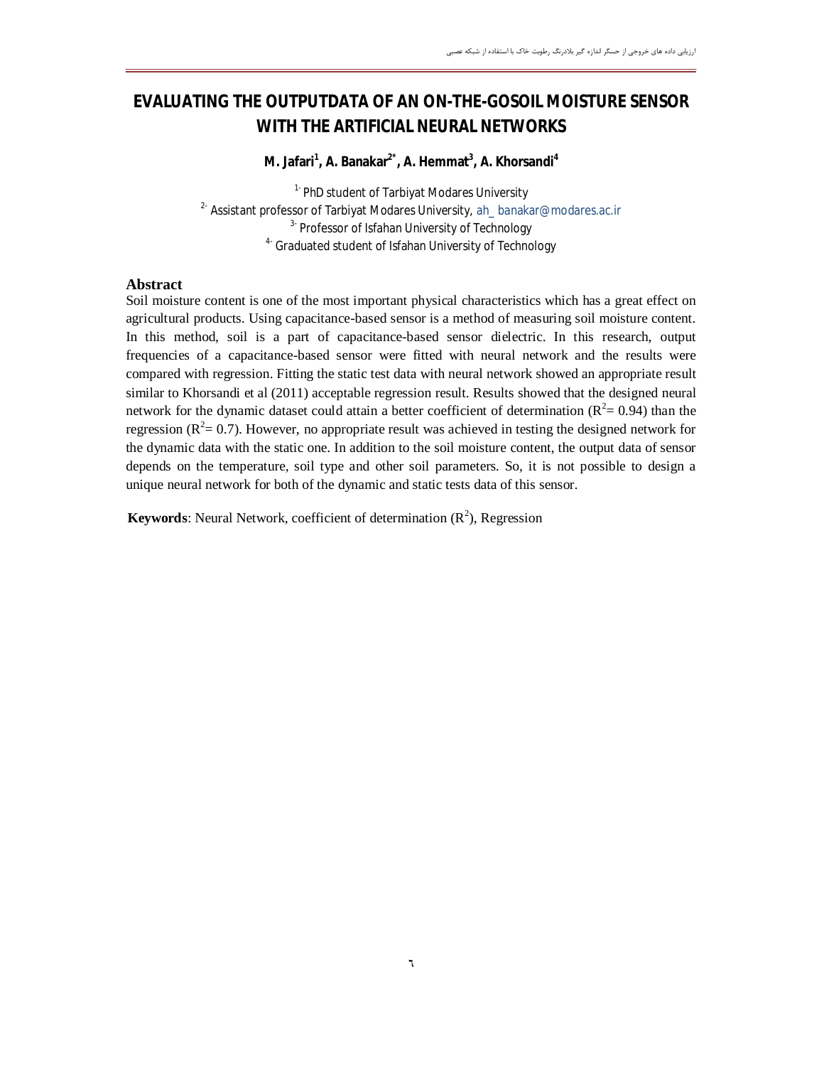# EVALUATING THE OUTPUTDATA OF AN ON-THE-GOSOIL MOISTURE SENSOR WITH THE ARTIFICIAL NEURAL NETWORKS

**M. Jafari[1], A. Banakar[2*], A. Hemmat[3], A. Khorsandi[4]**

[1-] PhD student of Tarbiyat Modares University

[2-] Assistant professor of Tarbiyat Modares University, ah_ banakar@modares.ac.ir

[3-] Professor of Isfahan University of Technology

[4-] Graduated student of Isfahan University of Technology

## Abstract

Soil moisture content is one of the most important physical characteristics which has a great effect on agricultural products. Using capacitance-based sensor is a method of measuring soil moisture content. In this method, soil is a part of capacitance-based sensor dielectric. In this research, output frequencies of a capacitance-based sensor were fitted with neural network and the results were compared with regression. Fitting the static test data with neural network showed an appropriate result similar to Khorsandi et al (2011) acceptable regression result. Results showed that the designed neural network for the dynamic dataset could attain a better coefficient of determination ($R^2$= 0.94) than the regression ($R^2$= 0.7). However, no appropriate result was achieved in testing the designed network for the dynamic data with the static one. In addition to the soil moisture content, the output data of sensor depends on the temperature, soil type and other soil parameters. So, it is not possible to design a unique neural network for both of the dynamic and static tests data of this sensor.

**Keywords**: Neural Network, coefficient of determination ($R^2$), Regression